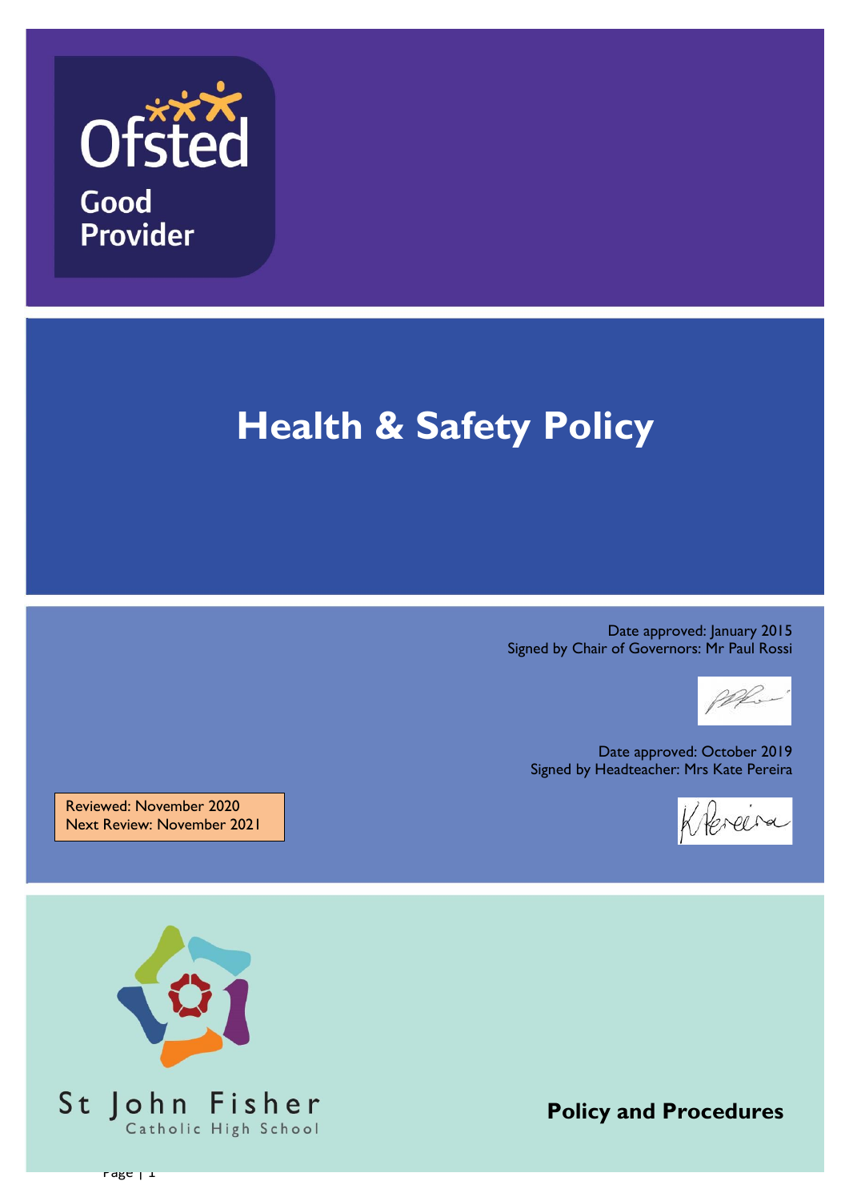Ofsted

Good Provider

# Health & Safety Policy

Date approved: January 2015
Signed by Chair of Governors: Mr Paul Rossi

Date approved: October 2019
Signed by Headteacher: Mrs Kate Pereira

Reviewed: November 2020
Next Review: November 2021

St John Fisher
Catholic High School

**Policy and Procedures**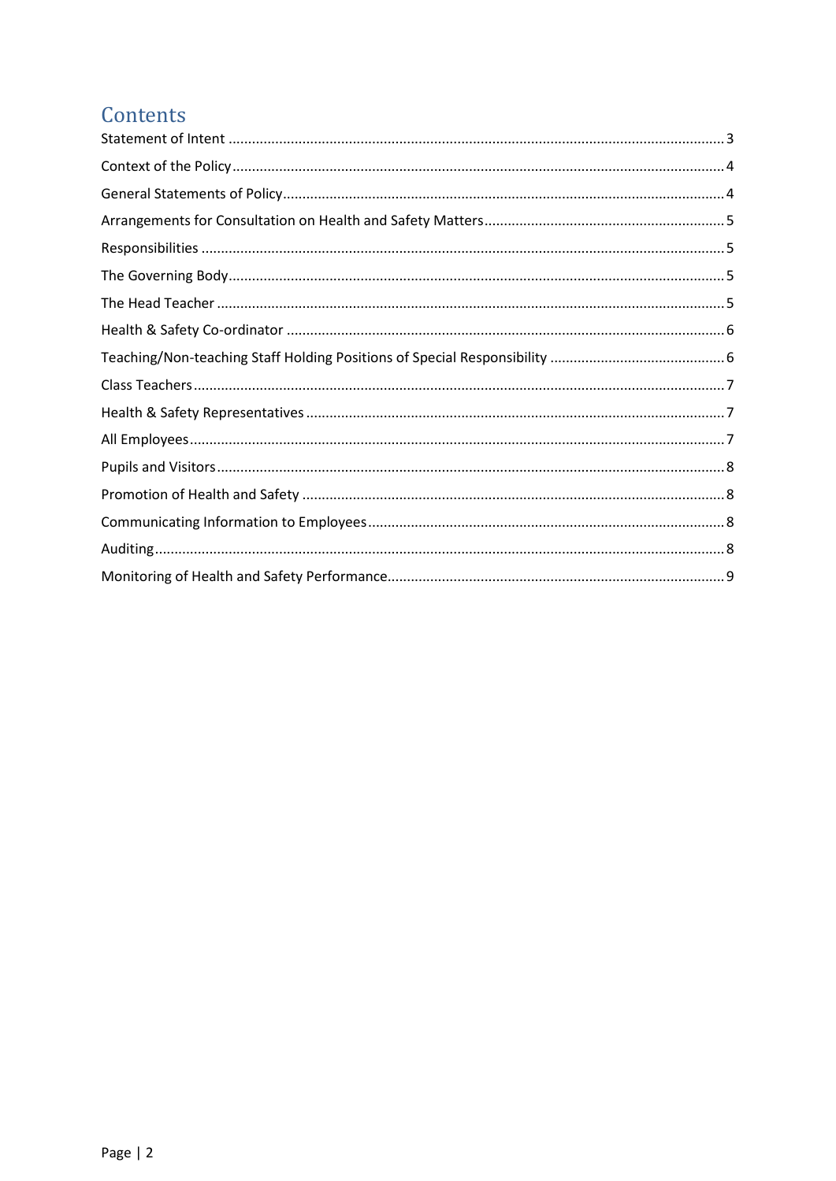# Contents

Statement of Intent ..... 3

Context of the Policy ..... 4

General Statements of Policy ..... 4

Arrangements for Consultation on Health and Safety Matters ..... 5

Responsibilities ..... 5

The Governing Body ..... 5

The Head Teacher ..... 5

Health & Safety Co-ordinator ..... 6

Teaching/Non-teaching Staff Holding Positions of Special Responsibility ..... 6

Class Teachers ..... 7

Health & Safety Representatives ..... 7

All Employees ..... 7

Pupils and Visitors ..... 8

Promotion of Health and Safety ..... 8

Communicating Information to Employees ..... 8

Auditing ..... 8

Monitoring of Health and Safety Performance ..... 9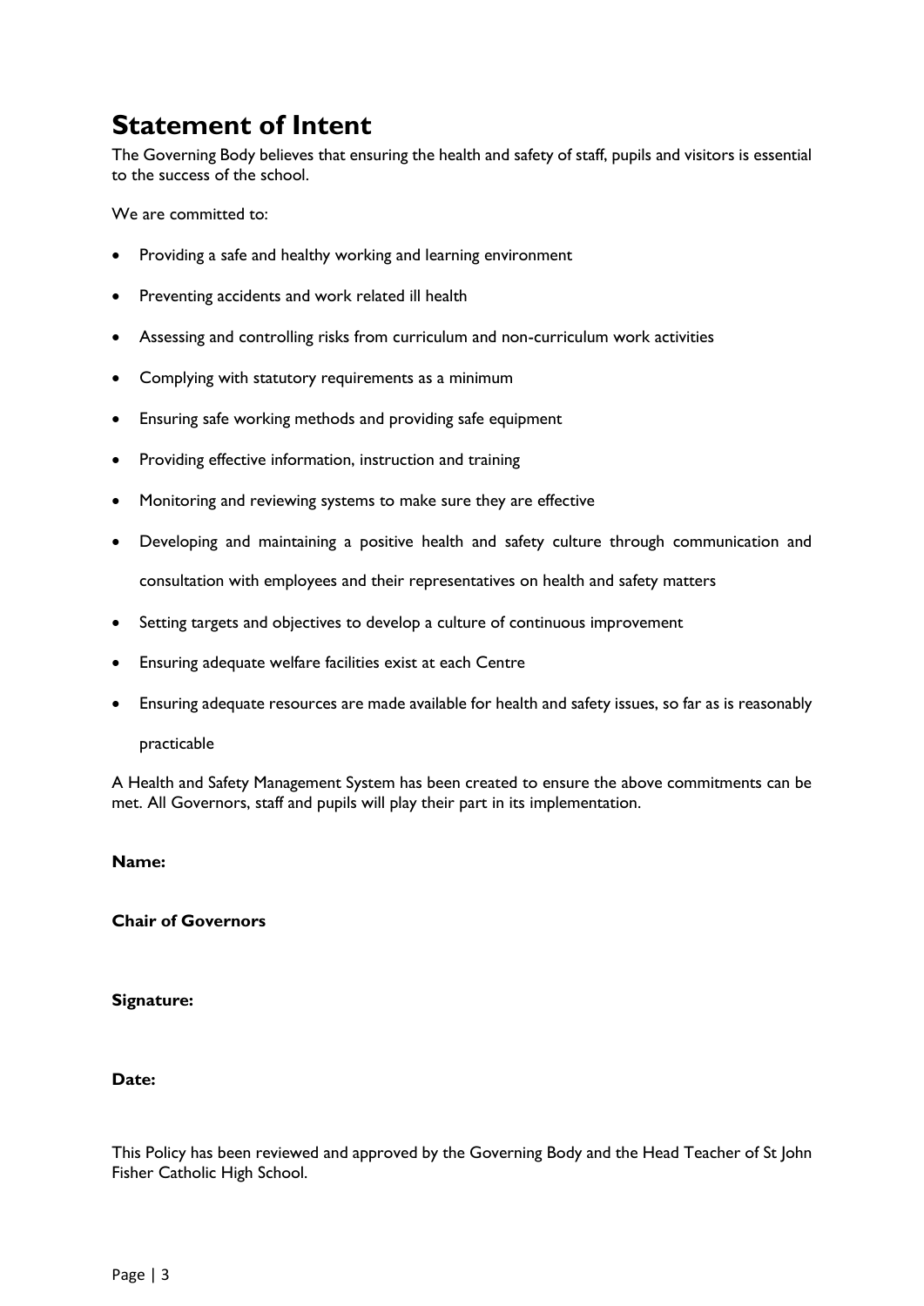# Statement of Intent

The Governing Body believes that ensuring the health and safety of staff, pupils and visitors is essential to the success of the school.

We are committed to:

- Providing a safe and healthy working and learning environment
- Preventing accidents and work related ill health
- Assessing and controlling risks from curriculum and non-curriculum work activities
- Complying with statutory requirements as a minimum
- Ensuring safe working methods and providing safe equipment
- Providing effective information, instruction and training
- Monitoring and reviewing systems to make sure they are effective
- Developing and maintaining a positive health and safety culture through communication and consultation with employees and their representatives on health and safety matters
- Setting targets and objectives to develop a culture of continuous improvement
- Ensuring adequate welfare facilities exist at each Centre
- Ensuring adequate resources are made available for health and safety issues, so far as is reasonably practicable

A Health and Safety Management System has been created to ensure the above commitments can be met. All Governors, staff and pupils will play their part in its implementation.

**Name:**

**Chair of Governors**

**Signature:**

**Date:**

This Policy has been reviewed and approved by the Governing Body and the Head Teacher of St John Fisher Catholic High School.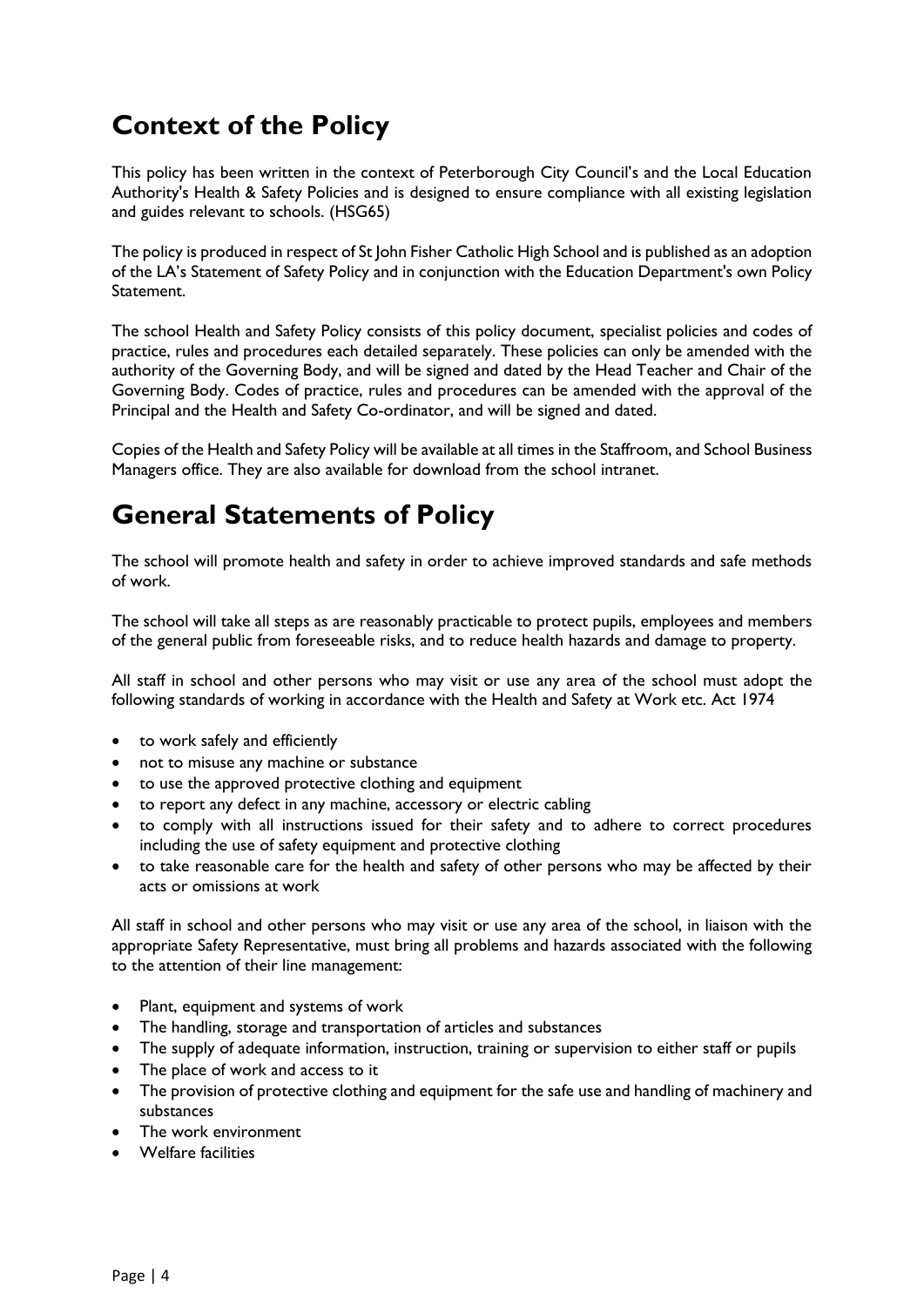# Context of the Policy

This policy has been written in the context of Peterborough City Council's and the Local Education Authority's Health & Safety Policies and is designed to ensure compliance with all existing legislation and guides relevant to schools. (HSG65)

The policy is produced in respect of St John Fisher Catholic High School and is published as an adoption of the LA's Statement of Safety Policy and in conjunction with the Education Department's own Policy Statement.

The school Health and Safety Policy consists of this policy document, specialist policies and codes of practice, rules and procedures each detailed separately. These policies can only be amended with the authority of the Governing Body, and will be signed and dated by the Head Teacher and Chair of the Governing Body. Codes of practice, rules and procedures can be amended with the approval of the Principal and the Health and Safety Co-ordinator, and will be signed and dated.

Copies of the Health and Safety Policy will be available at all times in the Staffroom, and School Business Managers office. They are also available for download from the school intranet.

# General Statements of Policy

The school will promote health and safety in order to achieve improved standards and safe methods of work.

The school will take all steps as are reasonably practicable to protect pupils, employees and members of the general public from foreseeable risks, and to reduce health hazards and damage to property.

All staff in school and other persons who may visit or use any area of the school must adopt the following standards of working in accordance with the Health and Safety at Work etc. Act 1974

- to work safely and efficiently
- not to misuse any machine or substance
- to use the approved protective clothing and equipment
- to report any defect in any machine, accessory or electric cabling
- to comply with all instructions issued for their safety and to adhere to correct procedures including the use of safety equipment and protective clothing
- to take reasonable care for the health and safety of other persons who may be affected by their acts or omissions at work

All staff in school and other persons who may visit or use any area of the school, in liaison with the appropriate Safety Representative, must bring all problems and hazards associated with the following to the attention of their line management:

- Plant, equipment and systems of work
- The handling, storage and transportation of articles and substances
- The supply of adequate information, instruction, training or supervision to either staff or pupils
- The place of work and access to it
- The provision of protective clothing and equipment for the safe use and handling of machinery and substances
- The work environment
- Welfare facilities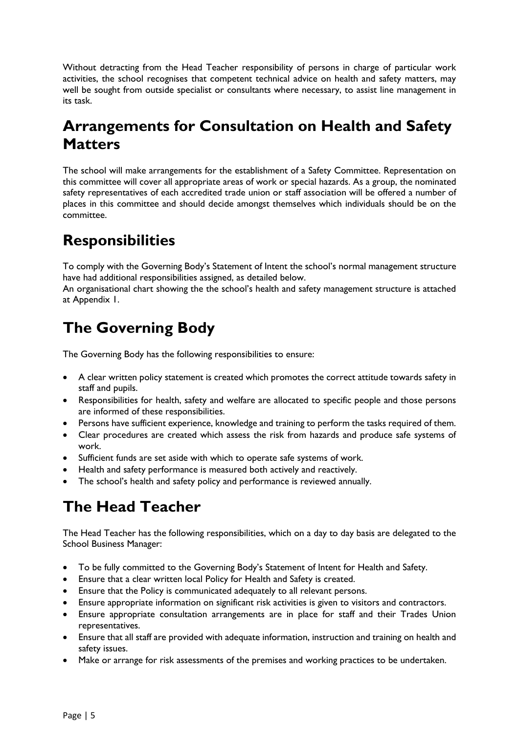Without detracting from the Head Teacher responsibility of persons in charge of particular work activities, the school recognises that competent technical advice on health and safety matters, may well be sought from outside specialist or consultants where necessary, to assist line management in its task.

## Arrangements for Consultation on Health and Safety Matters

The school will make arrangements for the establishment of a Safety Committee. Representation on this committee will cover all appropriate areas of work or special hazards. As a group, the nominated safety representatives of each accredited trade union or staff association will be offered a number of places in this committee and should decide amongst themselves which individuals should be on the committee.

## Responsibilities

To comply with the Governing Body's Statement of Intent the school's normal management structure have had additional responsibilities assigned, as detailed below.
An organisational chart showing the the school's health and safety management structure is attached at Appendix 1.

## The Governing Body

The Governing Body has the following responsibilities to ensure:

- A clear written policy statement is created which promotes the correct attitude towards safety in staff and pupils.
- Responsibilities for health, safety and welfare are allocated to specific people and those persons are informed of these responsibilities.
- Persons have sufficient experience, knowledge and training to perform the tasks required of them.
- Clear procedures are created which assess the risk from hazards and produce safe systems of work.
- Sufficient funds are set aside with which to operate safe systems of work.
- Health and safety performance is measured both actively and reactively.
- The school's health and safety policy and performance is reviewed annually.

## The Head Teacher

The Head Teacher has the following responsibilities, which on a day to day basis are delegated to the School Business Manager:

- To be fully committed to the Governing Body's Statement of Intent for Health and Safety.
- Ensure that a clear written local Policy for Health and Safety is created.
- Ensure that the Policy is communicated adequately to all relevant persons.
- Ensure appropriate information on significant risk activities is given to visitors and contractors.
- Ensure appropriate consultation arrangements are in place for staff and their Trades Union representatives.
- Ensure that all staff are provided with adequate information, instruction and training on health and safety issues.
- Make or arrange for risk assessments of the premises and working practices to be undertaken.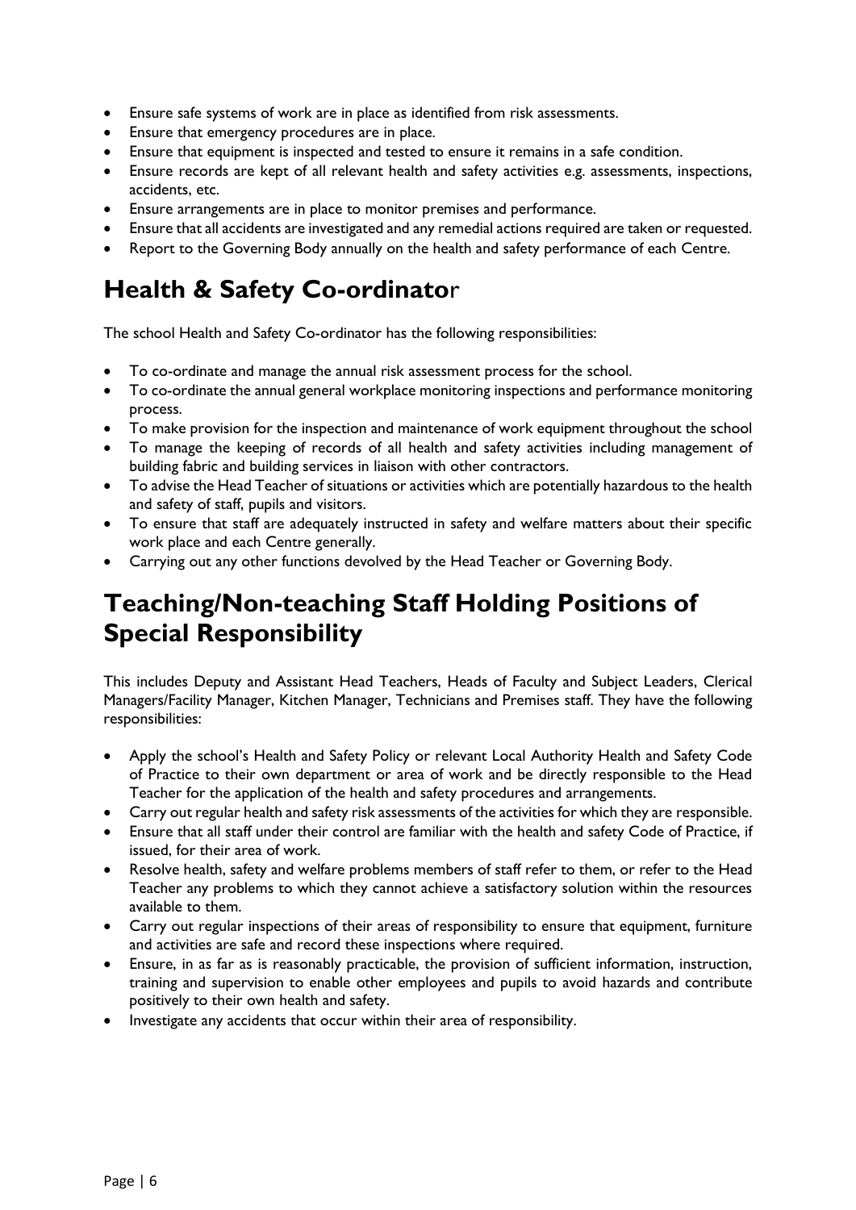- Ensure safe systems of work are in place as identified from risk assessments.
- Ensure that emergency procedures are in place.
- Ensure that equipment is inspected and tested to ensure it remains in a safe condition.
- Ensure records are kept of all relevant health and safety activities e.g. assessments, inspections, accidents, etc.
- Ensure arrangements are in place to monitor premises and performance.
- Ensure that all accidents are investigated and any remedial actions required are taken or requested.
- Report to the Governing Body annually on the health and safety performance of each Centre.

# Health & Safety Co-ordinator

The school Health and Safety Co-ordinator has the following responsibilities:

- To co-ordinate and manage the annual risk assessment process for the school.
- To co-ordinate the annual general workplace monitoring inspections and performance monitoring process.
- To make provision for the inspection and maintenance of work equipment throughout the school
- To manage the keeping of records of all health and safety activities including management of building fabric and building services in liaison with other contractors.
- To advise the Head Teacher of situations or activities which are potentially hazardous to the health and safety of staff, pupils and visitors.
- To ensure that staff are adequately instructed in safety and welfare matters about their specific work place and each Centre generally.
- Carrying out any other functions devolved by the Head Teacher or Governing Body.

# Teaching/Non-teaching Staff Holding Positions of Special Responsibility

This includes Deputy and Assistant Head Teachers, Heads of Faculty and Subject Leaders, Clerical Managers/Facility Manager, Kitchen Manager, Technicians and Premises staff. They have the following responsibilities:

- Apply the school's Health and Safety Policy or relevant Local Authority Health and Safety Code of Practice to their own department or area of work and be directly responsible to the Head Teacher for the application of the health and safety procedures and arrangements.
- Carry out regular health and safety risk assessments of the activities for which they are responsible.
- Ensure that all staff under their control are familiar with the health and safety Code of Practice, if issued, for their area of work.
- Resolve health, safety and welfare problems members of staff refer to them, or refer to the Head Teacher any problems to which they cannot achieve a satisfactory solution within the resources available to them.
- Carry out regular inspections of their areas of responsibility to ensure that equipment, furniture and activities are safe and record these inspections where required.
- Ensure, in as far as is reasonably practicable, the provision of sufficient information, instruction, training and supervision to enable other employees and pupils to avoid hazards and contribute positively to their own health and safety.
- Investigate any accidents that occur within their area of responsibility.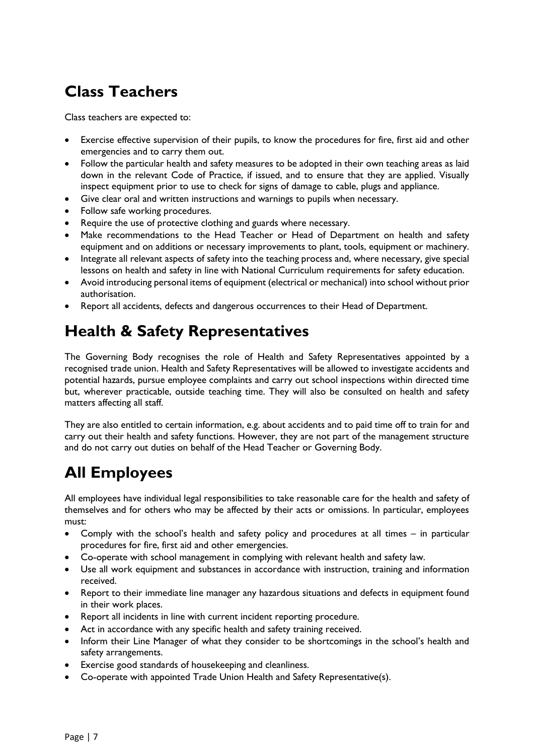## Class Teachers

Class teachers are expected to:

- Exercise effective supervision of their pupils, to know the procedures for fire, first aid and other emergencies and to carry them out.
- Follow the particular health and safety measures to be adopted in their own teaching areas as laid down in the relevant Code of Practice, if issued, and to ensure that they are applied. Visually inspect equipment prior to use to check for signs of damage to cable, plugs and appliance.
- Give clear oral and written instructions and warnings to pupils when necessary.
- Follow safe working procedures.
- Require the use of protective clothing and guards where necessary.
- Make recommendations to the Head Teacher or Head of Department on health and safety equipment and on additions or necessary improvements to plant, tools, equipment or machinery.
- Integrate all relevant aspects of safety into the teaching process and, where necessary, give special lessons on health and safety in line with National Curriculum requirements for safety education.
- Avoid introducing personal items of equipment (electrical or mechanical) into school without prior authorisation.
- Report all accidents, defects and dangerous occurrences to their Head of Department.

## Health & Safety Representatives

The Governing Body recognises the role of Health and Safety Representatives appointed by a recognised trade union. Health and Safety Representatives will be allowed to investigate accidents and potential hazards, pursue employee complaints and carry out school inspections within directed time but, wherever practicable, outside teaching time. They will also be consulted on health and safety matters affecting all staff.

They are also entitled to certain information, e.g. about accidents and to paid time off to train for and carry out their health and safety functions. However, they are not part of the management structure and do not carry out duties on behalf of the Head Teacher or Governing Body.

## All Employees

All employees have individual legal responsibilities to take reasonable care for the health and safety of themselves and for others who may be affected by their acts or omissions. In particular, employees must:

- Comply with the school's health and safety policy and procedures at all times – in particular procedures for fire, first aid and other emergencies.
- Co-operate with school management in complying with relevant health and safety law.
- Use all work equipment and substances in accordance with instruction, training and information received.
- Report to their immediate line manager any hazardous situations and defects in equipment found in their work places.
- Report all incidents in line with current incident reporting procedure.
- Act in accordance with any specific health and safety training received.
- Inform their Line Manager of what they consider to be shortcomings in the school's health and safety arrangements.
- Exercise good standards of housekeeping and cleanliness.
- Co-operate with appointed Trade Union Health and Safety Representative(s).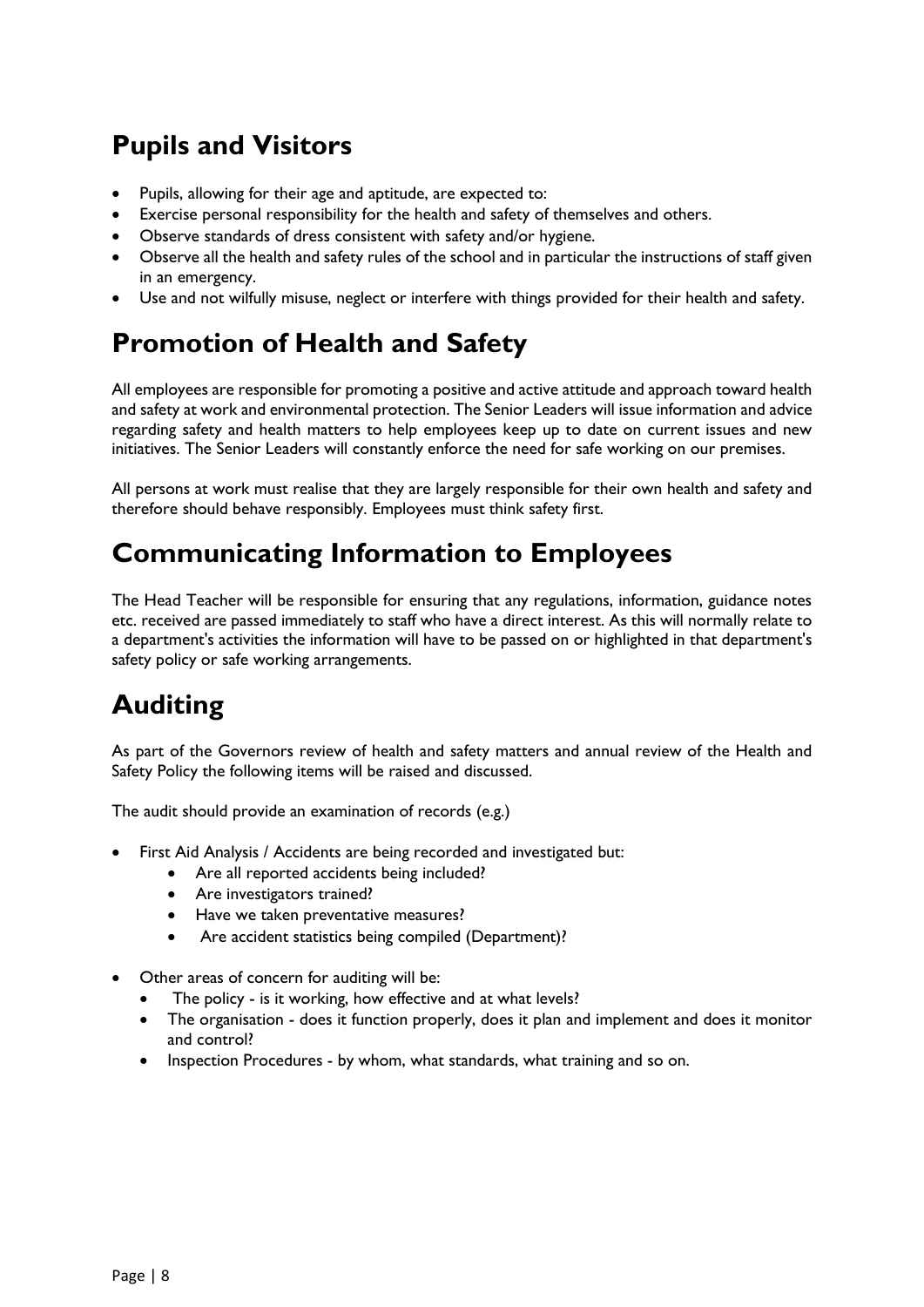## Pupils and Visitors

- Pupils, allowing for their age and aptitude, are expected to:
- Exercise personal responsibility for the health and safety of themselves and others.
- Observe standards of dress consistent with safety and/or hygiene.
- Observe all the health and safety rules of the school and in particular the instructions of staff given in an emergency.
- Use and not wilfully misuse, neglect or interfere with things provided for their health and safety.

## Promotion of Health and Safety

All employees are responsible for promoting a positive and active attitude and approach toward health and safety at work and environmental protection. The Senior Leaders will issue information and advice regarding safety and health matters to help employees keep up to date on current issues and new initiatives. The Senior Leaders will constantly enforce the need for safe working on our premises.

All persons at work must realise that they are largely responsible for their own health and safety and therefore should behave responsibly. Employees must think safety first.

## Communicating Information to Employees

The Head Teacher will be responsible for ensuring that any regulations, information, guidance notes etc. received are passed immediately to staff who have a direct interest. As this will normally relate to a department's activities the information will have to be passed on or highlighted in that department's safety policy or safe working arrangements.

## Auditing

As part of the Governors review of health and safety matters and annual review of the Health and Safety Policy the following items will be raised and discussed.

The audit should provide an examination of records (e.g.)

- First Aid Analysis / Accidents are being recorded and investigated but:
  - Are all reported accidents being included?
  - Are investigators trained?
  - Have we taken preventative measures?
  - Are accident statistics being compiled (Department)?
- Other areas of concern for auditing will be:
  - The policy - is it working, how effective and at what levels?
  - The organisation - does it function properly, does it plan and implement and does it monitor and control?
  - Inspection Procedures - by whom, what standards, what training and so on.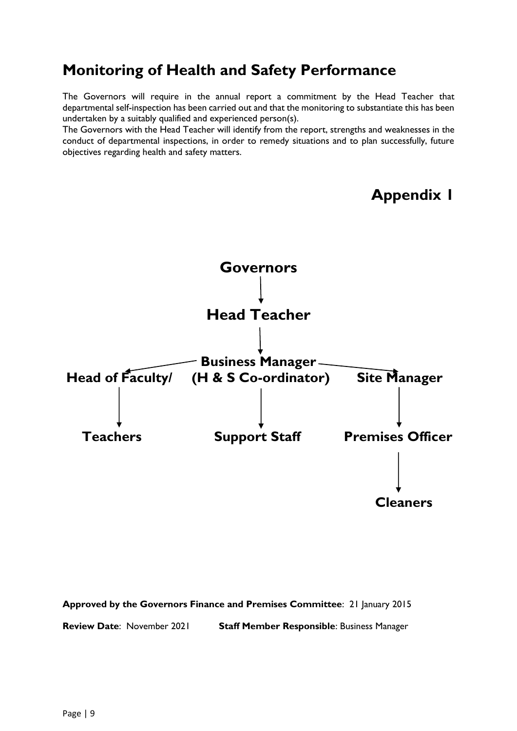## Monitoring of Health and Safety Performance

The Governors will require in the annual report a commitment by the Head Teacher that departmental self-inspection has been carried out and that the monitoring to substantiate this has been undertaken by a suitably qualified and experienced person(s).
The Governors with the Head Teacher will identify from the report, strengths and weaknesses in the conduct of departmental inspections, in order to remedy situations and to plan successfully, future objectives regarding health and safety matters.

## Appendix 1

Governors

Head Teacher

Business Manager
(H & S Co-ordinator)

Head of Faculty/

Site Manager

Teachers

Support Staff

Premises Officer

Cleaners

**Approved by the Governors Finance and Premises Committee**: 21 January 2015

**Review Date**: November 2021 **Staff Member Responsible**: Business Manager